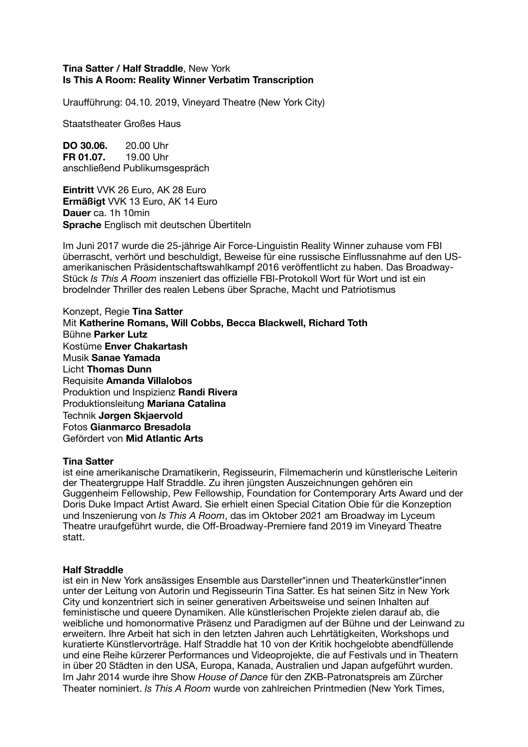**Tina Satter / Half Straddle**, New York
**Is This A Room: Reality Winner Verbatim Transcription**

Uraufführung: 04.10. 2019, Vineyard Theatre (New York City)

Staatstheater Großes Haus

**DO 30.06.** 20.00 Uhr
**FR 01.07.** 19.00 Uhr
anschließend Publikumsgespräch

**Eintritt** VVK 26 Euro, AK 28 Euro
**Ermäßigt** VVK 13 Euro, AK 14 Euro
**Dauer** ca. 1h 10min
**Sprache** Englisch mit deutschen Übertiteln

Im Juni 2017 wurde die 25-jährige Air Force-Linguistin Reality Winner zuhause vom FBI überrascht, verhört und beschuldigt, Beweise für eine russische Einflussnahme auf den US-amerikanischen Präsidentschaftswahlkampf 2016 veröffentlicht zu haben. Das Broadway-Stück *Is This A Room* inszeniert das offizielle FBI-Protokoll Wort für Wort und ist ein brodelnder Thriller des realen Lebens über Sprache, Macht und Patriotismus

Konzept, Regie **Tina Satter**
Mit **Katherine Romans, Will Cobbs, Becca Blackwell, Richard Toth**
Bühne **Parker Lutz**
Kostüme **Enver Chakartash**
Musik **Sanae Yamada**
Licht **Thomas Dunn**
Requisite **Amanda Villalobos**
Produktion und Inspizienz **Randi Rivera**
Produktionsleitung **Mariana Catalina**
Technik **Jørgen Skjaervold**
Fotos **Gianmarco Bresadola**
Gefördert von **Mid Atlantic Arts**

**Tina Satter**
ist eine amerikanische Dramatikerin, Regisseurin, Filmemacherin und künstlerische Leiterin der Theatergruppe Half Straddle. Zu ihren jüngsten Auszeichnungen gehören ein Guggenheim Fellowship, Pew Fellowship, Foundation for Contemporary Arts Award und der Doris Duke Impact Artist Award. Sie erhielt einen Special Citation Obie für die Konzeption und Inszenierung von *Is This A Room*, das im Oktober 2021 am Broadway im Lyceum Theatre uraufgeführt wurde, die Off-Broadway-Premiere fand 2019 im Vineyard Theatre statt.

**Half Straddle**
ist ein in New York ansässiges Ensemble aus Darsteller*innen und Theaterkünstler*innen unter der Leitung von Autorin und Regisseurin Tina Satter. Es hat seinen Sitz in New York City und konzentriert sich in seiner generativen Arbeitsweise und seinen Inhalten auf feministische und queere Dynamiken. Alle künstlerischen Projekte zielen darauf ab, die weibliche und homonormative Präsenz und Paradigmen auf der Bühne und der Leinwand zu erweitern. Ihre Arbeit hat sich in den letzten Jahren auch Lehrtätigkeiten, Workshops und kuratierte Künstlervorträge. Half Straddle hat 10 von der Kritik hochgelobte abendfüllende und eine Reihe kürzerer Performances und Videoprojekte, die auf Festivals und in Theatern in über 20 Städten in den USA, Europa, Kanada, Australien und Japan aufgeführt wurden. Im Jahr 2014 wurde ihre Show *House of Dance* für den ZKB-Patronatspreis am Zürcher Theater nominiert. *Is This A Room* wurde von zahlreichen Printmedien (New York Times,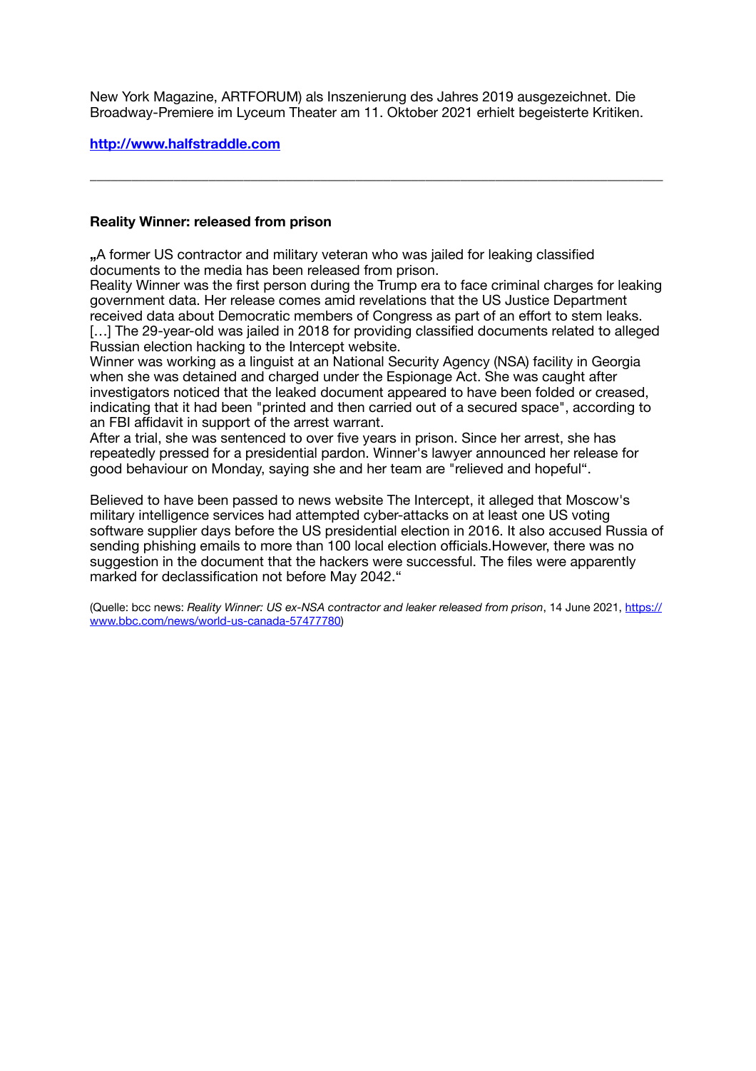New York Magazine, ARTFORUM) als Inszenierung des Jahres 2019 ausgezeichnet. Die Broadway-Premiere im Lyceum Theater am 11. Oktober 2021 erhielt begeisterte Kritiken.

**[http://www.halfstraddle.com](http://www.halfstraddle.com)**

---

**Reality Winner: released from prison**

„A former US contractor and military veteran who was jailed for leaking classified documents to the media has been released from prison.
Reality Winner was the first person during the Trump era to face criminal charges for leaking government data. Her release comes amid revelations that the US Justice Department received data about Democratic members of Congress as part of an effort to stem leaks. […] The 29-year-old was jailed in 2018 for providing classified documents related to alleged Russian election hacking to the Intercept website.
Winner was working as a linguist at an National Security Agency (NSA) facility in Georgia when she was detained and charged under the Espionage Act. She was caught after investigators noticed that the leaked document appeared to have been folded or creased, indicating that it had been "printed and then carried out of a secured space", according to an FBI affidavit in support of the arrest warrant.
After a trial, she was sentenced to over five years in prison. Since her arrest, she has repeatedly pressed for a presidential pardon. Winner's lawyer announced her release for good behaviour on Monday, saying she and her team are "relieved and hopeful".

Believed to have been passed to news website The Intercept, it alleged that Moscow's military intelligence services had attempted cyber-attacks on at least one US voting software supplier days before the US presidential election in 2016. It also accused Russia of sending phishing emails to more than 100 local election officials.However, there was no suggestion in the document that the hackers were successful. The files were apparently marked for declassification not before May 2042."

(Quelle: bcc news: *Reality Winner: US ex-NSA contractor and leaker released from prison*, 14 June 2021, [https://www.bbc.com/news/world-us-canada-57477780](https://www.bbc.com/news/world-us-canada-57477780))